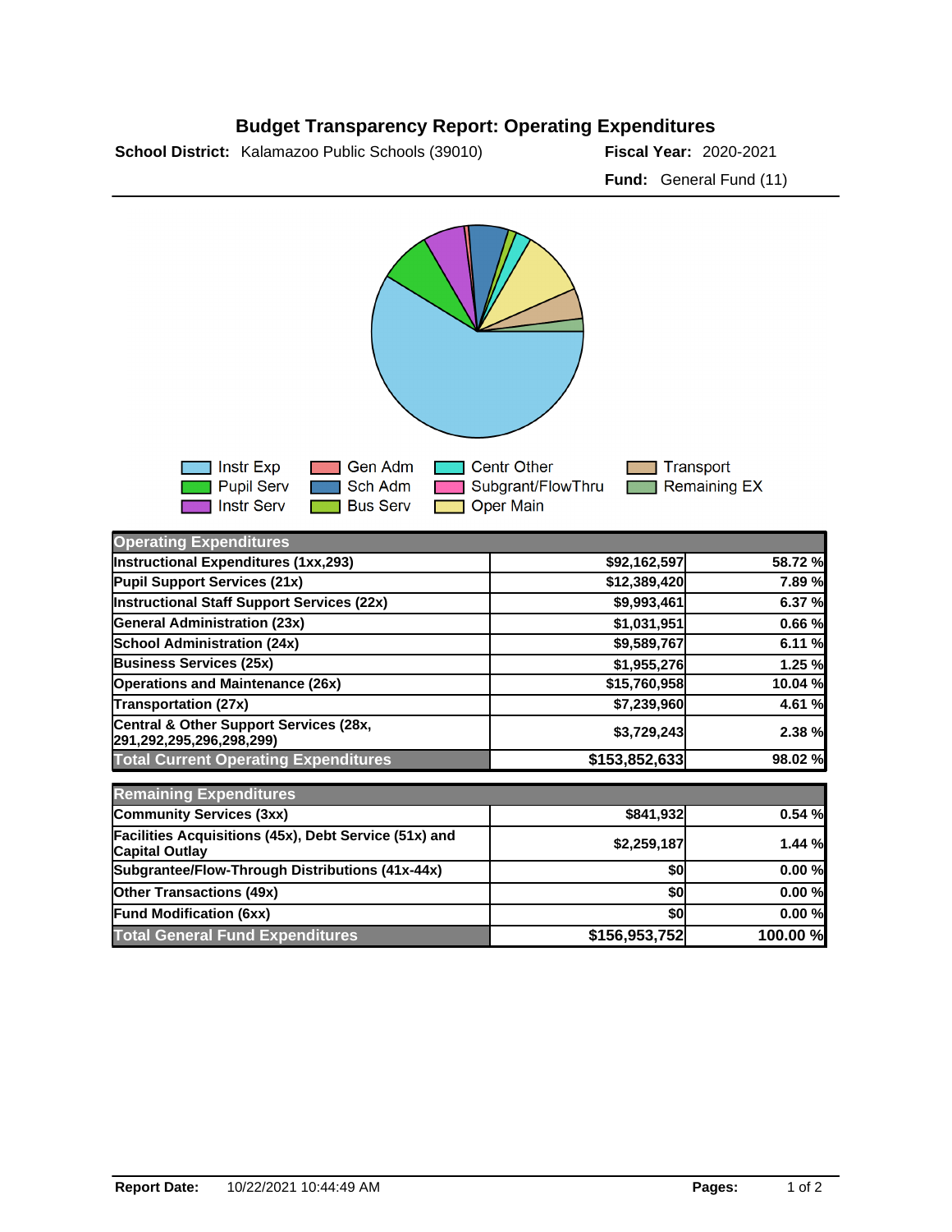# Budget Transparency Report: Operating Expenditures

**School District:** Kalamazoo Public Schools (39010) **Fiscal Year:** 2020-2021

**Fund:** General Fund (11)

Instr Exp, Pupil Serv, Instr Serv, Gen Adm, Sch Adm, Bus Serv, Centr Other, Subgrant/FlowThru, Oper Main, Transport, Remaining EX

| Operating Expenditures | | |
|---|---|---|
| Instructional Expenditures (1xx,293) | $92,162,597 | 58.72 % |
| Pupil Support Services (21x) | $12,389,420 | 7.89 % |
| Instructional Staff Support Services (22x) | $9,993,461 | 6.37 % |
| General Administration (23x) | $1,031,951 | 0.66 % |
| School Administration (24x) | $9,589,767 | 6.11 % |
| Business Services (25x) | $1,955,276 | 1.25 % |
| Operations and Maintenance (26x) | $15,760,958 | 10.04 % |
| Transportation (27x) | $7,239,960 | 4.61 % |
| Central & Other Support Services (28x, 291,292,295,296,298,299) | $3,729,243 | 2.38 % |
| **Total Current Operating Expenditures** | **$153,852,633** | **98.02 %** |

| Remaining Expenditures | | |
|---|---|---|
| Community Services (3xx) | $841,932 | 0.54 % |
| Facilities Acquisitions (45x), Debt Service (51x) and Capital Outlay | $2,259,187 | 1.44 % |
| Subgrantee/Flow-Through Distributions (41x-44x) | $0 | 0.00 % |
| Other Transactions (49x) | $0 | 0.00 % |
| Fund Modification (6xx) | $0 | 0.00 % |
| **Total General Fund Expenditures** | **$156,953,752** | **100.00 %** |

**Report Date:** 10/22/2021 10:44:49 AM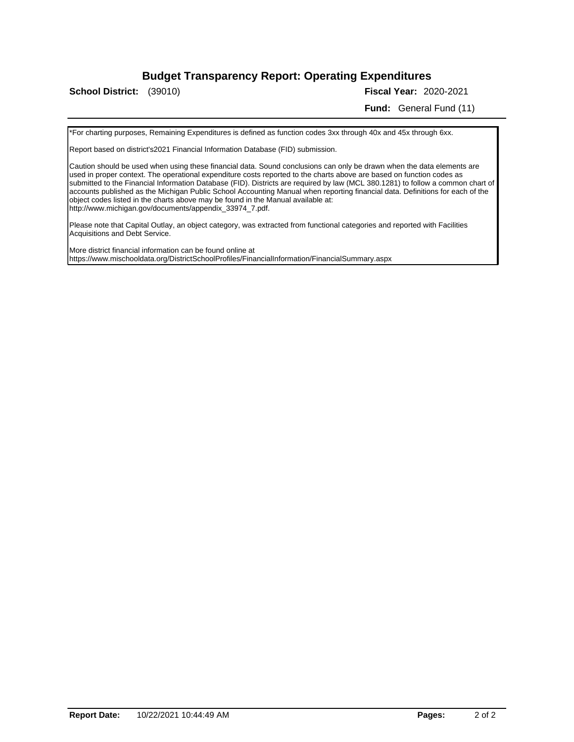# Budget Transparency Report: Operating Expenditures

**School District:** (39010)

**Fiscal Year:** 2020-2021

**Fund:** General Fund (11)

*For charting purposes, Remaining Expenditures is defined as function codes 3xx through 40x and 45x through 6xx.

Report based on district's2021 Financial Information Database (FID) submission.

Caution should be used when using these financial data. Sound conclusions can only be drawn when the data elements are used in proper context. The operational expenditure costs reported to the charts above are based on function codes as submitted to the Financial Information Database (FID). Districts are required by law (MCL 380.1281) to follow a common chart of accounts published as the Michigan Public School Accounting Manual when reporting financial data. Definitions for each of the object codes listed in the charts above may be found in the Manual available at: http://www.michigan.gov/documents/appendix_33974_7.pdf.

Please note that Capital Outlay, an object category, was extracted from functional categories and reported with Facilities Acquisitions and Debt Service.

More district financial information can be found online at https://www.mischooldata.org/DistrictSchoolProfiles/FinancialInformation/FinancialSummary.aspx

**Report Date:** 10/22/2021 10:44:49 AM